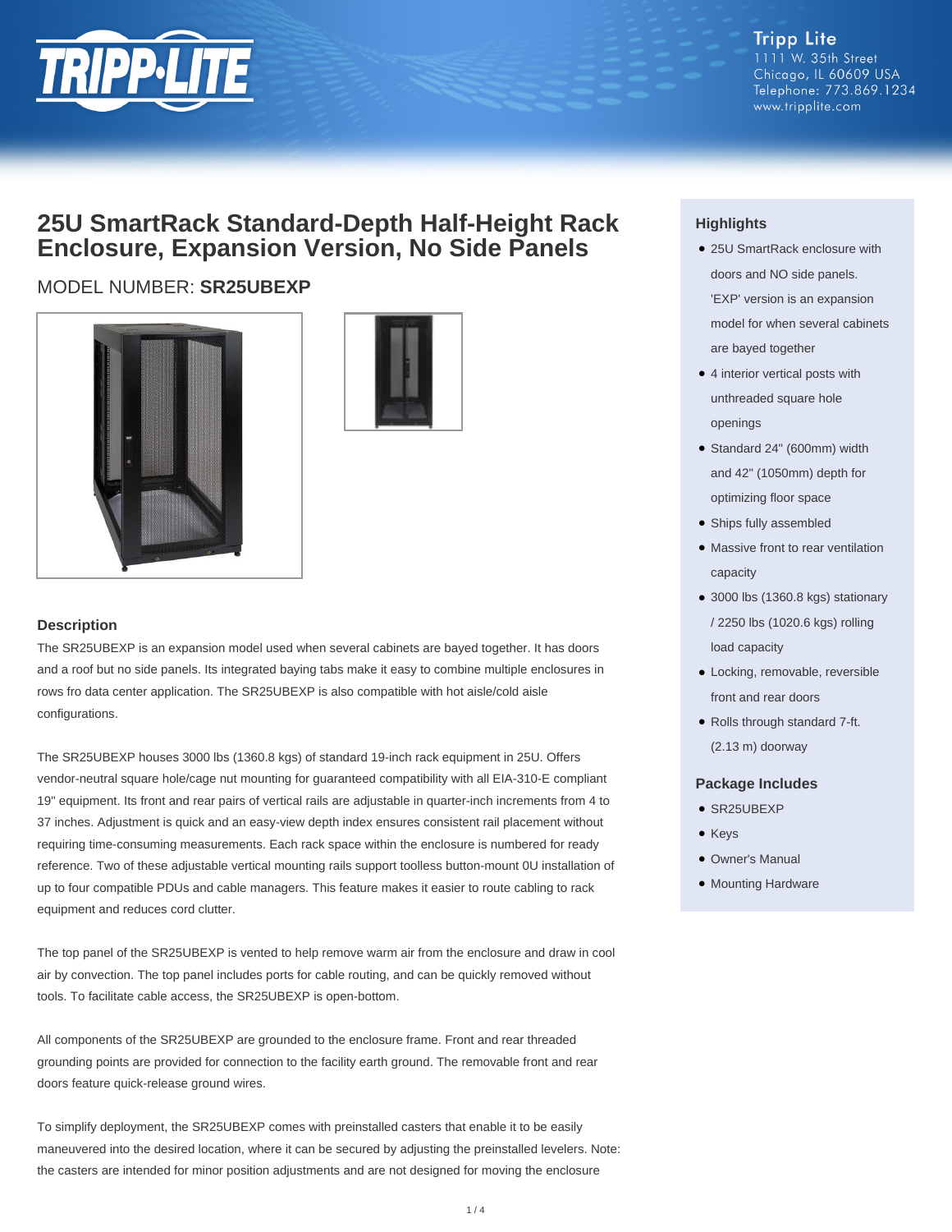Tripp Lite
1111 W. 35th Street
Chicago, IL 60609 USA
Telephone: 773.869.1234
www.tripplite.com

# 25U SmartRack Standard-Depth Half-Height Rack Enclosure, Expansion Version, No Side Panels

MODEL NUMBER: **SR25UBEXP**

## Description

The SR25UBEXP is an expansion model used when several cabinets are bayed together. It has doors and a roof but no side panels. Its integrated baying tabs make it easy to combine multiple enclosures in rows fro data center application. The SR25UBEXP is also compatible with hot aisle/cold aisle configurations.

The SR25UBEXP houses 3000 lbs (1360.8 kgs) of standard 19-inch rack equipment in 25U. Offers vendor-neutral square hole/cage nut mounting for guaranteed compatibility with all EIA-310-E compliant 19" equipment. Its front and rear pairs of vertical rails are adjustable in quarter-inch increments from 4 to 37 inches. Adjustment is quick and an easy-view depth index ensures consistent rail placement without requiring time-consuming measurements. Each rack space within the enclosure is numbered for ready reference. Two of these adjustable vertical mounting rails support toolless button-mount 0U installation of up to four compatible PDUs and cable managers. This feature makes it easier to route cabling to rack equipment and reduces cord clutter.

The top panel of the SR25UBEXP is vented to help remove warm air from the enclosure and draw in cool air by convection. The top panel includes ports for cable routing, and can be quickly removed without tools. To facilitate cable access, the SR25UBEXP is open-bottom.

All components of the SR25UBEXP are grounded to the enclosure frame. Front and rear threaded grounding points are provided for connection to the facility earth ground. The removable front and rear doors feature quick-release ground wires.

To simplify deployment, the SR25UBEXP comes with preinstalled casters that enable it to be easily maneuvered into the desired location, where it can be secured by adjusting the preinstalled levelers. Note: the casters are intended for minor position adjustments and are not designed for moving the enclosure

### Highlights

- 25U SmartRack enclosure with doors and NO side panels. 'EXP' version is an expansion model for when several cabinets are bayed together
- 4 interior vertical posts with unthreaded square hole openings
- Standard 24" (600mm) width and 42" (1050mm) depth for optimizing floor space
- Ships fully assembled
- Massive front to rear ventilation capacity
- 3000 lbs (1360.8 kgs) stationary / 2250 lbs (1020.6 kgs) rolling load capacity
- Locking, removable, reversible front and rear doors
- Rolls through standard 7-ft. (2.13 m) doorway

### Package Includes

- SR25UBEXP
- Keys
- Owner's Manual
- Mounting Hardware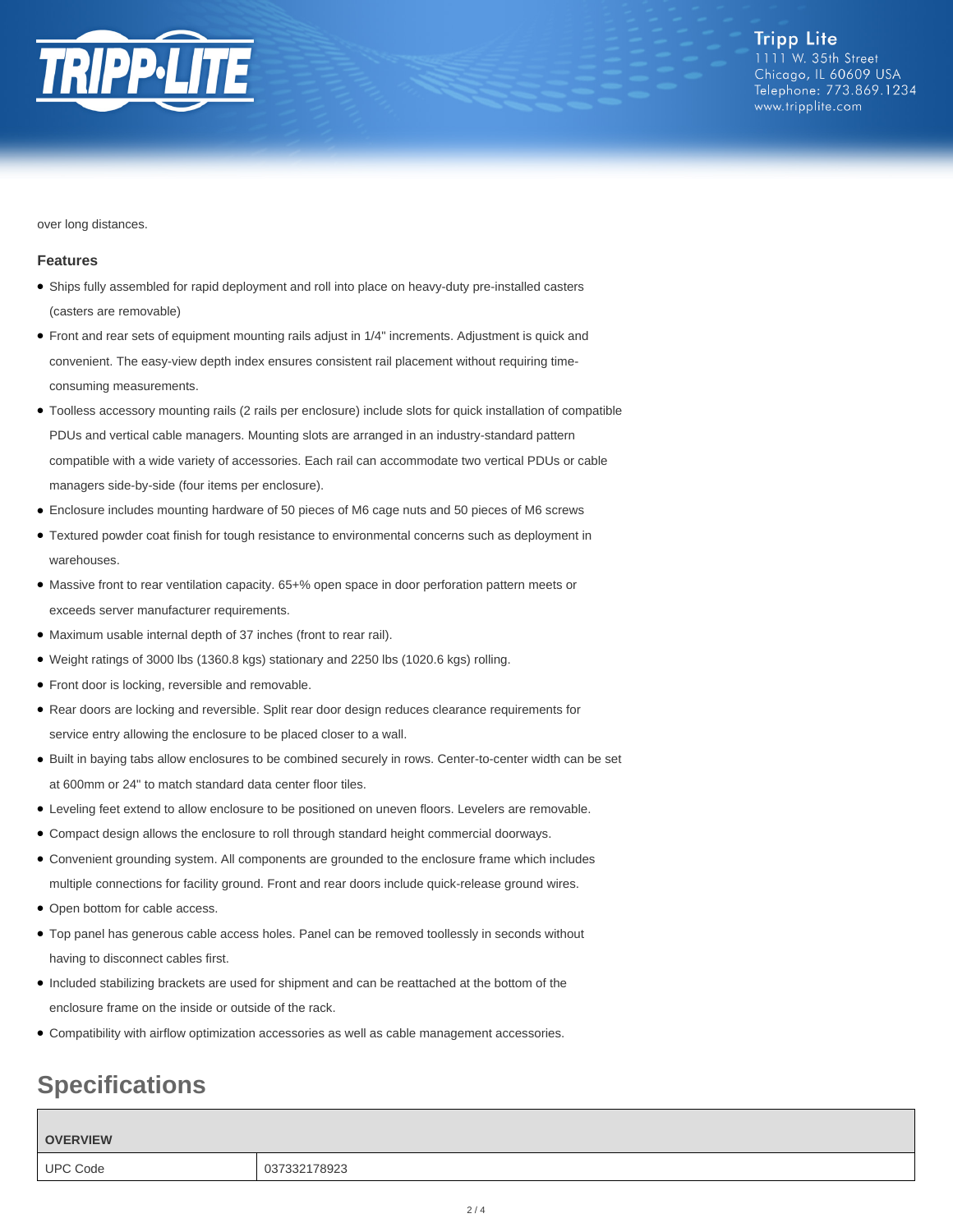over long distances.

### Features

- Ships fully assembled for rapid deployment and roll into place on heavy-duty pre-installed casters (casters are removable)
- Front and rear sets of equipment mounting rails adjust in 1/4" increments. Adjustment is quick and convenient. The easy-view depth index ensures consistent rail placement without requiring time-consuming measurements.
- Toolless accessory mounting rails (2 rails per enclosure) include slots for quick installation of compatible PDUs and vertical cable managers. Mounting slots are arranged in an industry-standard pattern compatible with a wide variety of accessories. Each rail can accommodate two vertical PDUs or cable managers side-by-side (four items per enclosure).
- Enclosure includes mounting hardware of 50 pieces of M6 cage nuts and 50 pieces of M6 screws
- Textured powder coat finish for tough resistance to environmental concerns such as deployment in warehouses.
- Massive front to rear ventilation capacity. 65+% open space in door perforation pattern meets or exceeds server manufacturer requirements.
- Maximum usable internal depth of 37 inches (front to rear rail).
- Weight ratings of 3000 lbs (1360.8 kgs) stationary and 2250 lbs (1020.6 kgs) rolling.
- Front door is locking, reversible and removable.
- Rear doors are locking and reversible. Split rear door design reduces clearance requirements for service entry allowing the enclosure to be placed closer to a wall.
- Built in baying tabs allow enclosures to be combined securely in rows. Center-to-center width can be set at 600mm or 24" to match standard data center floor tiles.
- Leveling feet extend to allow enclosure to be positioned on uneven floors. Levelers are removable.
- Compact design allows the enclosure to roll through standard height commercial doorways.
- Convenient grounding system. All components are grounded to the enclosure frame which includes multiple connections for facility ground. Front and rear doors include quick-release ground wires.
- Open bottom for cable access.
- Top panel has generous cable access holes. Panel can be removed toollessly in seconds without having to disconnect cables first.
- Included stabilizing brackets are used for shipment and can be reattached at the bottom of the enclosure frame on the inside or outside of the rack.
- Compatibility with airflow optimization accessories as well as cable management accessories.

## Specifications

| OVERVIEW | |
|---|---|
| UPC Code | 037332178923 |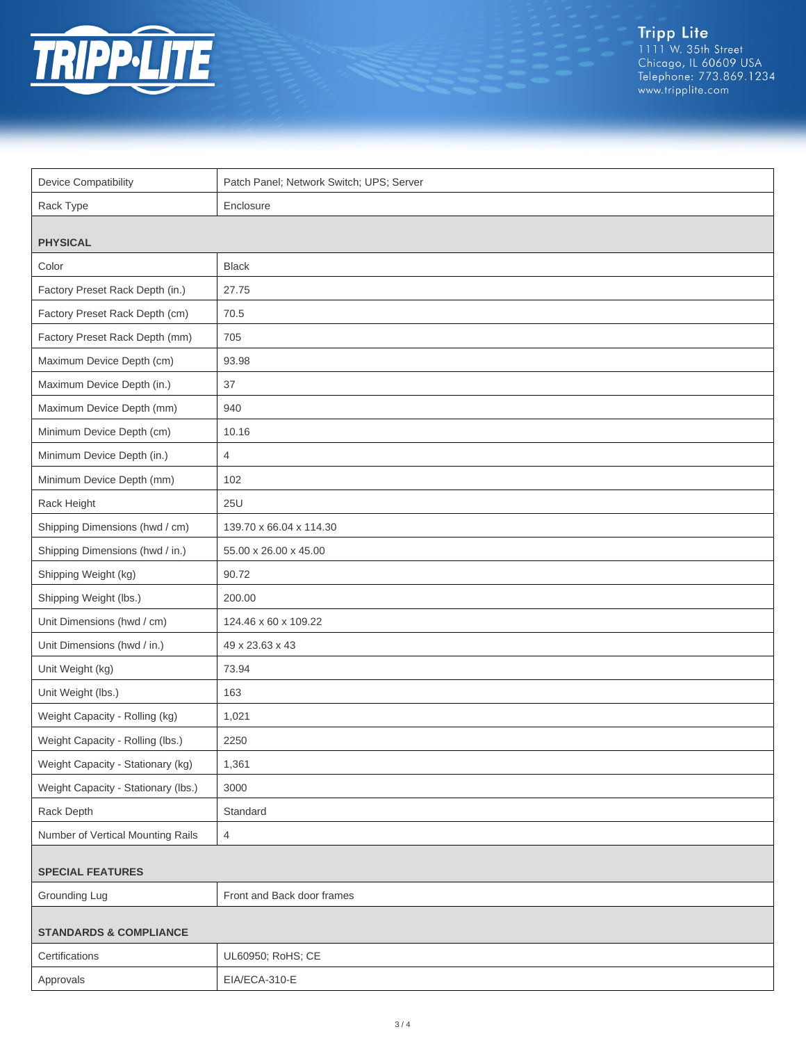| | |
|---|---|
| Device Compatibility | Patch Panel; Network Switch; UPS; Server |
| Rack Type | Enclosure |
| **PHYSICAL** | |
| Color | Black |
| Factory Preset Rack Depth (in.) | 27.75 |
| Factory Preset Rack Depth (cm) | 70.5 |
| Factory Preset Rack Depth (mm) | 705 |
| Maximum Device Depth (cm) | 93.98 |
| Maximum Device Depth (in.) | 37 |
| Maximum Device Depth (mm) | 940 |
| Minimum Device Depth (cm) | 10.16 |
| Minimum Device Depth (in.) | 4 |
| Minimum Device Depth (mm) | 102 |
| Rack Height | 25U |
| Shipping Dimensions (hwd / cm) | 139.70 x 66.04 x 114.30 |
| Shipping Dimensions (hwd / in.) | 55.00 x 26.00 x 45.00 |
| Shipping Weight (kg) | 90.72 |
| Shipping Weight (lbs.) | 200.00 |
| Unit Dimensions (hwd / cm) | 124.46 x 60 x 109.22 |
| Unit Dimensions (hwd / in.) | 49 x 23.63 x 43 |
| Unit Weight (kg) | 73.94 |
| Unit Weight (lbs.) | 163 |
| Weight Capacity - Rolling (kg) | 1,021 |
| Weight Capacity - Rolling (lbs.) | 2250 |
| Weight Capacity - Stationary (kg) | 1,361 |
| Weight Capacity - Stationary (lbs.) | 3000 |
| Rack Depth | Standard |
| Number of Vertical Mounting Rails | 4 |
| **SPECIAL FEATURES** | |
| Grounding Lug | Front and Back door frames |
| **STANDARDS & COMPLIANCE** | |
| Certifications | UL60950; RoHS; CE |
| Approvals | EIA/ECA-310-E |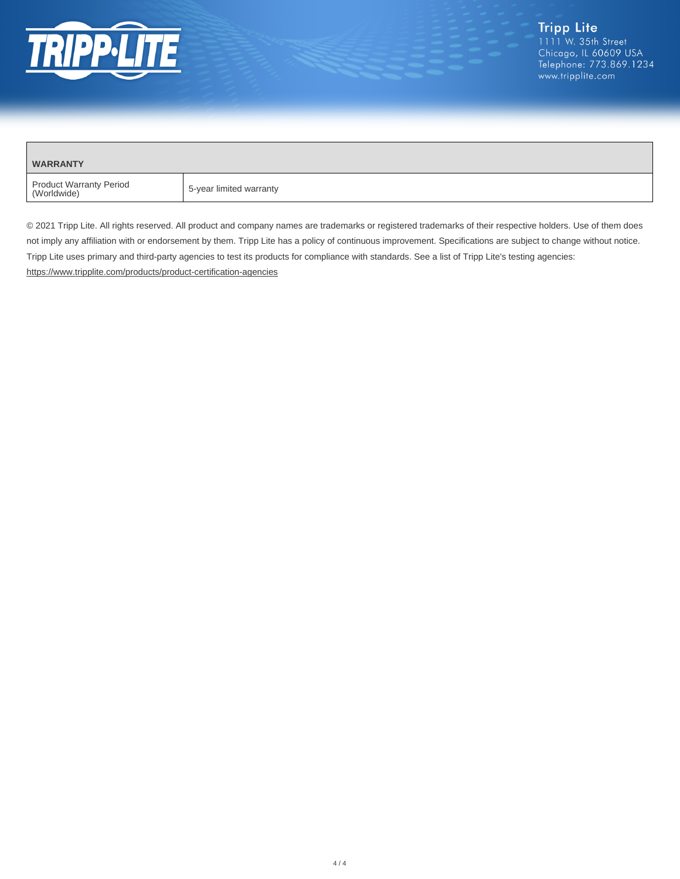| WARRANTY | |
| --- | --- |
| Product Warranty Period (Worldwide) | 5-year limited warranty |

© 2021 Tripp Lite. All rights reserved. All product and company names are trademarks or registered trademarks of their respective holders. Use of them does not imply any affiliation with or endorsement by them. Tripp Lite has a policy of continuous improvement. Specifications are subject to change without notice. Tripp Lite uses primary and third-party agencies to test its products for compliance with standards. See a list of Tripp Lite's testing agencies: https://www.tripplite.com/products/product-certification-agencies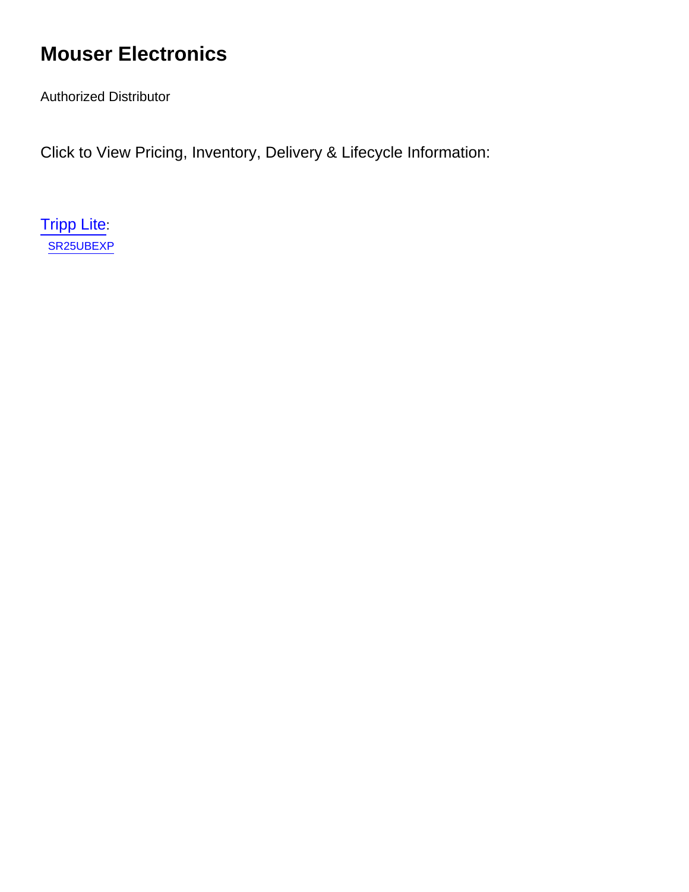# Mouser Electronics

Authorized Distributor

Click to View Pricing, Inventory, Delivery & Lifecycle Information:

Tripp Lite:
SR25UBEXP